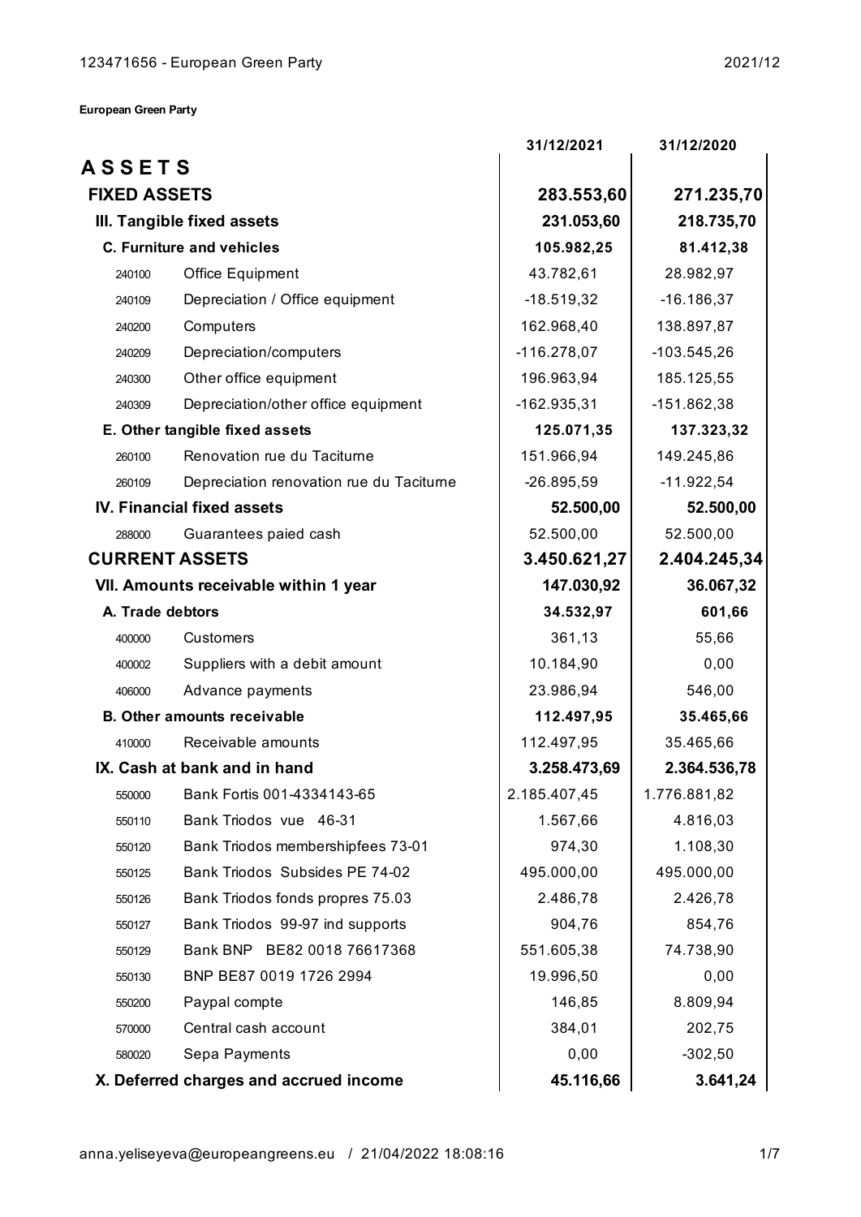**European Green Party**

| | | 31/12/2021 | 31/12/2020 |
|---|---|---|---|
| **ASSETS** | | | |
| **FIXED ASSETS** | | **283.553,60** | **271.235,70** |
| **III. Tangible fixed assets** | | **231.053,60** | **218.735,70** |
| **C. Furniture and vehicles** | | **105.982,25** | **81.412,38** |
| 240100 | Office Equipment | 43.782,61 | 28.982,97 |
| 240109 | Depreciation / Office equipment | -18.519,32 | -16.186,37 |
| 240200 | Computers | 162.968,40 | 138.897,87 |
| 240209 | Depreciation/computers | -116.278,07 | -103.545,26 |
| 240300 | Other office equipment | 196.963,94 | 185.125,55 |
| 240309 | Depreciation/other office equipment | -162.935,31 | -151.862,38 |
| **E. Other tangible fixed assets** | | **125.071,35** | **137.323,32** |
| 260100 | Renovation rue du Taciturne | 151.966,94 | 149.245,86 |
| 260109 | Depreciation renovation rue du Taciturne | -26.895,59 | -11.922,54 |
| **IV. Financial fixed assets** | | **52.500,00** | **52.500,00** |
| 288000 | Guarantees paied cash | 52.500,00 | 52.500,00 |
| **CURRENT ASSETS** | | **3.450.621,27** | **2.404.245,34** |
| **VII. Amounts receivable within 1 year** | | **147.030,92** | **36.067,32** |
| **A. Trade debtors** | | **34.532,97** | **601,66** |
| 400000 | Customers | 361,13 | 55,66 |
| 400002 | Suppliers with a debit amount | 10.184,90 | 0,00 |
| 406000 | Advance payments | 23.986,94 | 546,00 |
| **B. Other amounts receivable** | | **112.497,95** | **35.465,66** |
| 410000 | Receivable amounts | 112.497,95 | 35.465,66 |
| **IX. Cash at bank and in hand** | | **3.258.473,69** | **2.364.536,78** |
| 550000 | Bank Fortis 001-4334143-65 | 2.185.407,45 | 1.776.881,82 |
| 550110 | Bank Triodos vue 46-31 | 1.567,66 | 4.816,03 |
| 550120 | Bank Triodos membershipfees 73-01 | 974,30 | 1.108,30 |
| 550125 | Bank Triodos Subsides PE 74-02 | 495.000,00 | 495.000,00 |
| 550126 | Bank Triodos fonds propres 75.03 | 2.486,78 | 2.426,78 |
| 550127 | Bank Triodos 99-97 ind supports | 904,76 | 854,76 |
| 550129 | Bank BNP BE82 0018 76617368 | 551.605,38 | 74.738,90 |
| 550130 | BNP BE87 0019 1726 2994 | 19.996,50 | 0,00 |
| 550200 | Paypal compte | 146,85 | 8.809,94 |
| 570000 | Central cash account | 384,01 | 202,75 |
| 580020 | Sepa Payments | 0,00 | -302,50 |
| **X. Deferred charges and accrued income** | | **45.116,66** | **3.641,24** |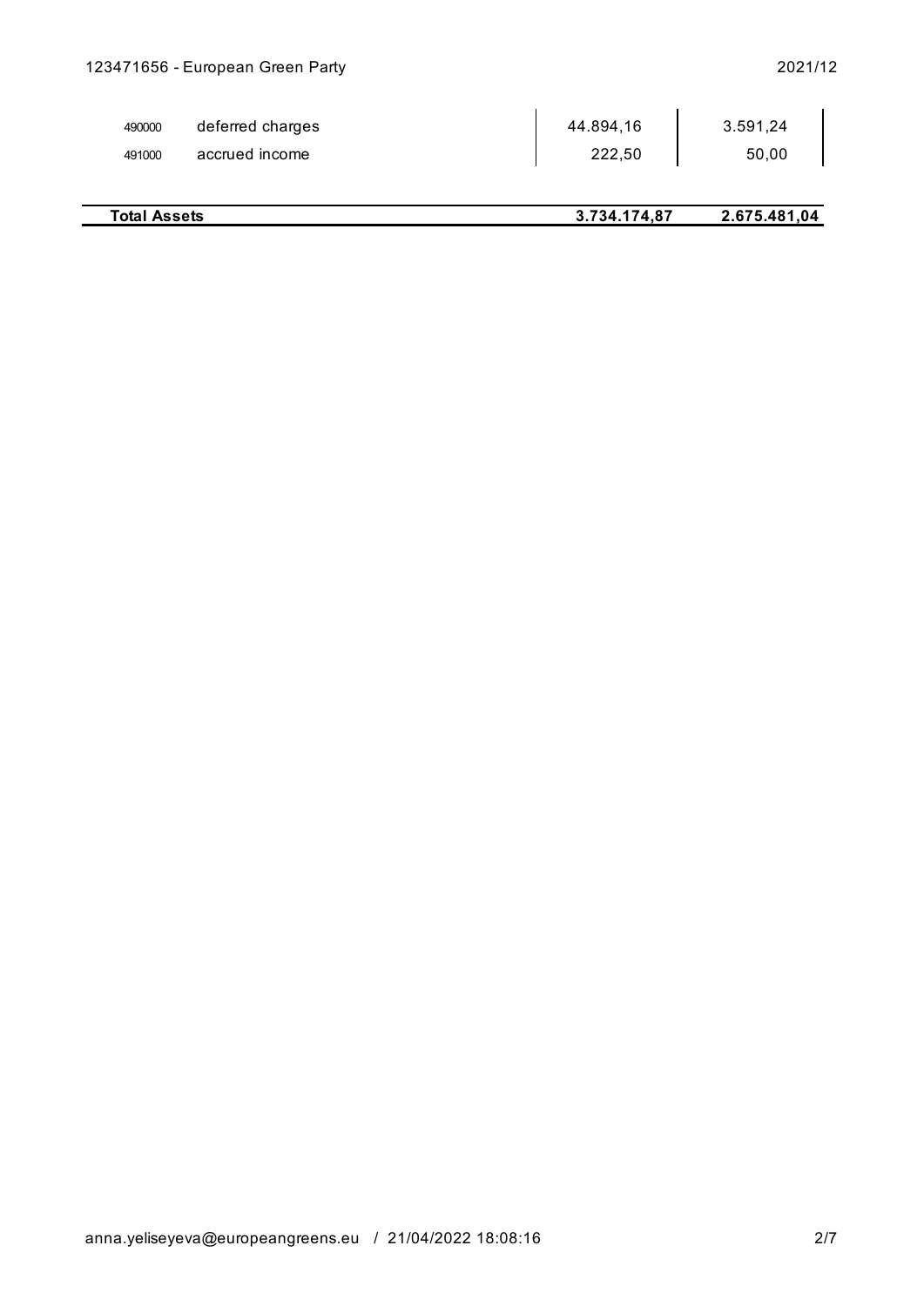| | | | |
|---|---|---|---|
| 490000 | deferred charges | 44.894,16 | 3.591,24 |
| 491000 | accrued income | 222,50 | 50,00 |
| **Total Assets** | | **3.734.174,87** | **2.675.481,04** |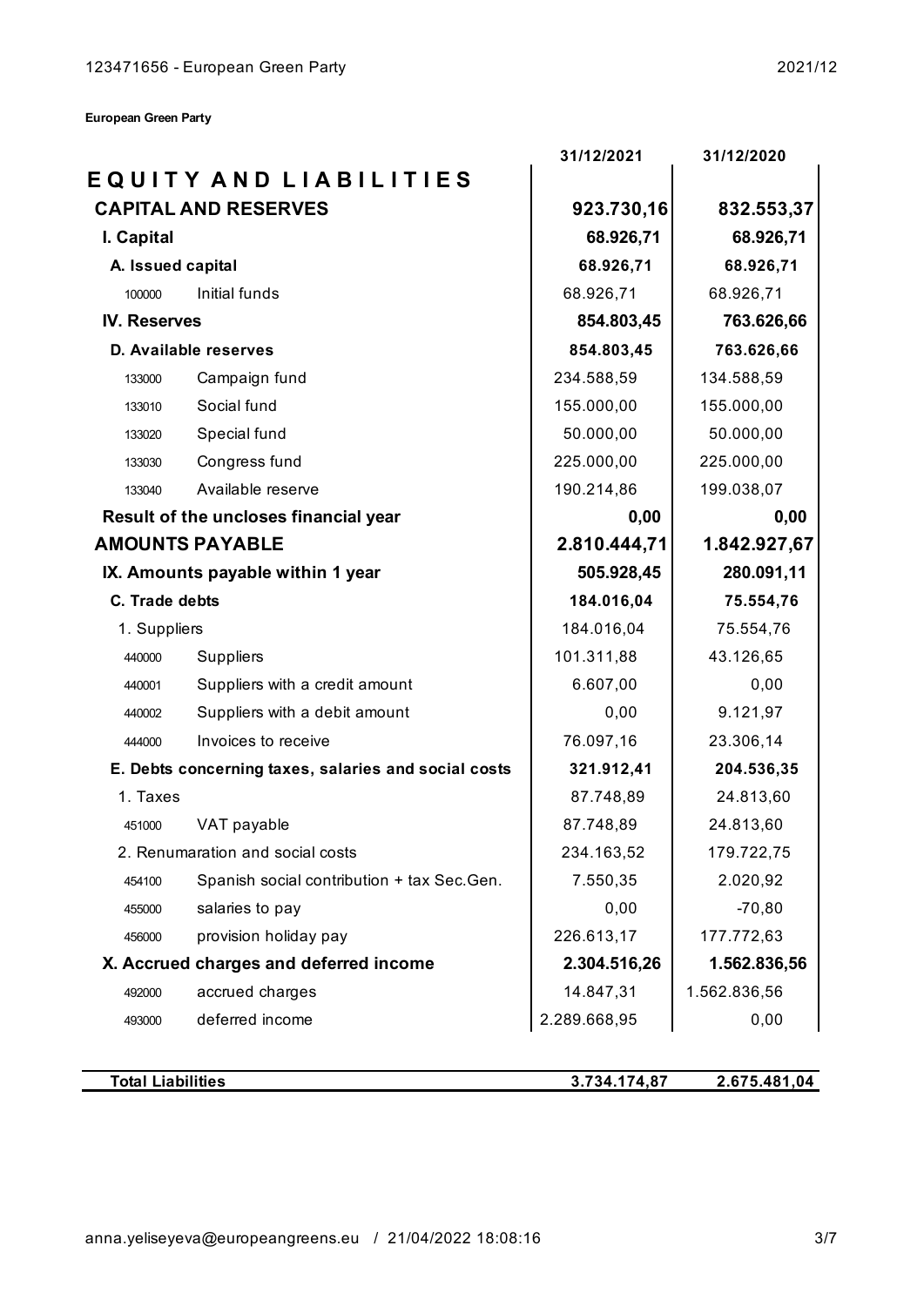**European Green Party**

| | | 31/12/2021 | 31/12/2020 |
|---|---|---|---|
| **EQUITY AND LIABILITIES** | | | |
| **CAPITAL AND RESERVES** | | **923.730,16** | **832.553,37** |
| **I. Capital** | | **68.926,71** | **68.926,71** |
| **A. Issued capital** | | **68.926,71** | **68.926,71** |
| 100000 | Initial funds | 68.926,71 | 68.926,71 |
| **IV. Reserves** | | **854.803,45** | **763.626,66** |
| **D. Available reserves** | | **854.803,45** | **763.626,66** |
| 133000 | Campaign fund | 234.588,59 | 134.588,59 |
| 133010 | Social fund | 155.000,00 | 155.000,00 |
| 133020 | Special fund | 50.000,00 | 50.000,00 |
| 133030 | Congress fund | 225.000,00 | 225.000,00 |
| 133040 | Available reserve | 190.214,86 | 199.038,07 |
| **Result of the uncloses financial year** | | **0,00** | **0,00** |
| **AMOUNTS PAYABLE** | | **2.810.444,71** | **1.842.927,67** |
| **IX. Amounts payable within 1 year** | | **505.928,45** | **280.091,11** |
| **C. Trade debts** | | **184.016,04** | **75.554,76** |
| 1. Suppliers | | 184.016,04 | 75.554,76 |
| 440000 | Suppliers | 101.311,88 | 43.126,65 |
| 440001 | Suppliers with a credit amount | 6.607,00 | 0,00 |
| 440002 | Suppliers with a debit amount | 0,00 | 9.121,97 |
| 444000 | Invoices to receive | 76.097,16 | 23.306,14 |
| **E. Debts concerning taxes, salaries and social costs** | | **321.912,41** | **204.536,35** |
| 1. Taxes | | 87.748,89 | 24.813,60 |
| 451000 | VAT payable | 87.748,89 | 24.813,60 |
| 2. Renumaration and social costs | | 234.163,52 | 179.722,75 |
| 454100 | Spanish social contribution + tax Sec.Gen. | 7.550,35 | 2.020,92 |
| 455000 | salaries to pay | 0,00 | -70,80 |
| 456000 | provision holiday pay | 226.613,17 | 177.772,63 |
| **X. Accrued charges and deferred income** | | **2.304.516,26** | **1.562.836,56** |
| 492000 | accrued charges | 14.847,31 | 1.562.836,56 |
| 493000 | deferred income | 2.289.668,95 | 0,00 |
| **Total Liabilities** | | **3.734.174,87** | **2.675.481,04** |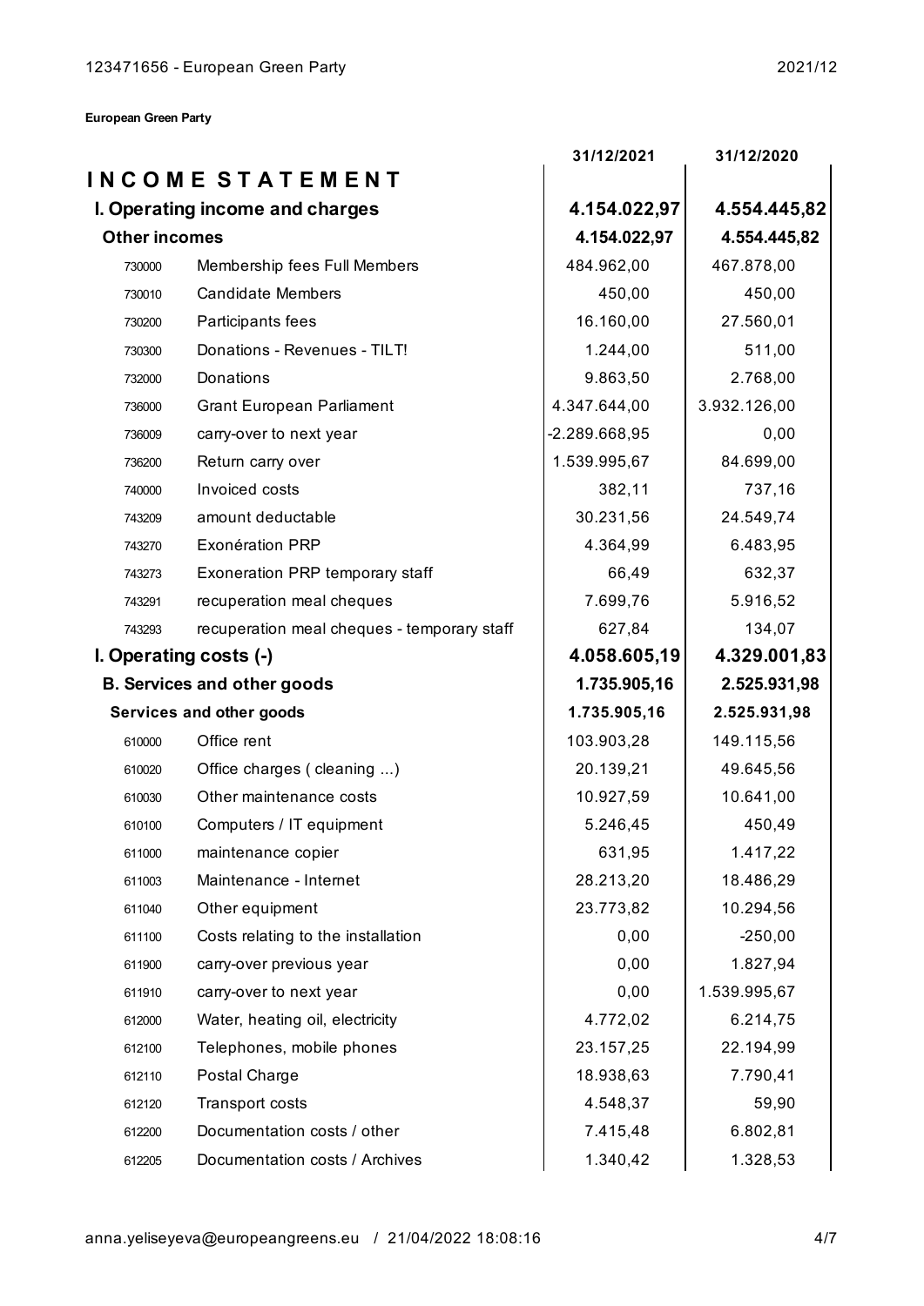**European Green Party**

# INCOME STATEMENT

| | | 31/12/2021 | 31/12/2020 |
|---|---|---|---|
| **I. Operating income and charges** | | **4.154.022,97** | **4.554.445,82** |
| **Other incomes** | | **4.154.022,97** | **4.554.445,82** |
| 730000 | Membership fees Full Members | 484.962,00 | 467.878,00 |
| 730010 | Candidate Members | 450,00 | 450,00 |
| 730200 | Participants fees | 16.160,00 | 27.560,01 |
| 730300 | Donations - Revenues - TILT! | 1.244,00 | 511,00 |
| 732000 | Donations | 9.863,50 | 2.768,00 |
| 736000 | Grant European Parliament | 4.347.644,00 | 3.932.126,00 |
| 736009 | carry-over to next year | -2.289.668,95 | 0,00 |
| 736200 | Return carry over | 1.539.995,67 | 84.699,00 |
| 740000 | Invoiced costs | 382,11 | 737,16 |
| 743209 | amount deductable | 30.231,56 | 24.549,74 |
| 743270 | Exonération PRP | 4.364,99 | 6.483,95 |
| 743273 | Exoneration PRP temporary staff | 66,49 | 632,37 |
| 743291 | recuperation meal cheques | 7.699,76 | 5.916,52 |
| 743293 | recuperation meal cheques - temporary staff | 627,84 | 134,07 |
| **I. Operating costs (-)** | | **4.058.605,19** | **4.329.001,83** |
| **B. Services and other goods** | | **1.735.905,16** | **2.525.931,98** |
| **Services and other goods** | | **1.735.905,16** | **2.525.931,98** |
| 610000 | Office rent | 103.903,28 | 149.115,56 |
| 610020 | Office charges ( cleaning ...) | 20.139,21 | 49.645,56 |
| 610030 | Other maintenance costs | 10.927,59 | 10.641,00 |
| 610100 | Computers / IT equipment | 5.246,45 | 450,49 |
| 611000 | maintenance copier | 631,95 | 1.417,22 |
| 611003 | Maintenance - Internet | 28.213,20 | 18.486,29 |
| 611040 | Other equipment | 23.773,82 | 10.294,56 |
| 611100 | Costs relating to the installation | 0,00 | -250,00 |
| 611900 | carry-over previous year | 0,00 | 1.827,94 |
| 611910 | carry-over to next year | 0,00 | 1.539.995,67 |
| 612000 | Water, heating oil, electricity | 4.772,02 | 6.214,75 |
| 612100 | Telephones, mobile phones | 23.157,25 | 22.194,99 |
| 612110 | Postal Charge | 18.938,63 | 7.790,41 |
| 612120 | Transport costs | 4.548,37 | 59,90 |
| 612200 | Documentation costs / other | 7.415,48 | 6.802,81 |
| 612205 | Documentation costs / Archives | 1.340,42 | 1.328,53 |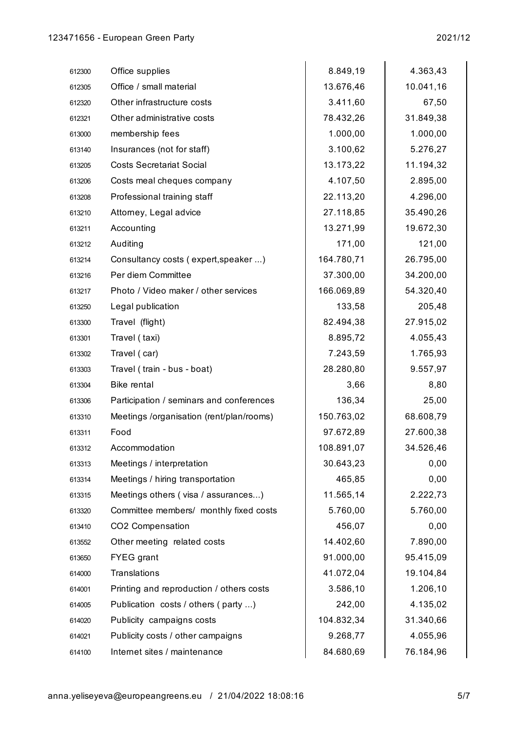| | | | |
|---|---|---|---|
| 612300 | Office supplies | 8.849,19 | 4.363,43 |
| 612305 | Office / small material | 13.676,46 | 10.041,16 |
| 612320 | Other infrastructure costs | 3.411,60 | 67,50 |
| 612321 | Other administrative costs | 78.432,26 | 31.849,38 |
| 613000 | membership fees | 1.000,00 | 1.000,00 |
| 613140 | Insurances (not for staff) | 3.100,62 | 5.276,27 |
| 613205 | Costs Secretariat Social | 13.173,22 | 11.194,32 |
| 613206 | Costs meal cheques company | 4.107,50 | 2.895,00 |
| 613208 | Professional training staff | 22.113,20 | 4.296,00 |
| 613210 | Attorney, Legal advice | 27.118,85 | 35.490,26 |
| 613211 | Accounting | 13.271,99 | 19.672,30 |
| 613212 | Auditing | 171,00 | 121,00 |
| 613214 | Consultancy costs ( expert,speaker ...) | 164.780,71 | 26.795,00 |
| 613216 | Per diem Committee | 37.300,00 | 34.200,00 |
| 613217 | Photo / Video maker / other services | 166.069,89 | 54.320,40 |
| 613250 | Legal publication | 133,58 | 205,48 |
| 613300 | Travel (flight) | 82.494,38 | 27.915,02 |
| 613301 | Travel ( taxi) | 8.895,72 | 4.055,43 |
| 613302 | Travel ( car) | 7.243,59 | 1.765,93 |
| 613303 | Travel ( train - bus - boat) | 28.280,80 | 9.557,97 |
| 613304 | Bike rental | 3,66 | 8,80 |
| 613306 | Participation / seminars and conferences | 136,34 | 25,00 |
| 613310 | Meetings /organisation (rent/plan/rooms) | 150.763,02 | 68.608,79 |
| 613311 | Food | 97.672,89 | 27.600,38 |
| 613312 | Accommodation | 108.891,07 | 34.526,46 |
| 613313 | Meetings / interpretation | 30.643,23 | 0,00 |
| 613314 | Meetings / hiring transportation | 465,85 | 0,00 |
| 613315 | Meetings others ( visa / assurances...) | 11.565,14 | 2.222,73 |
| 613320 | Committee members/ monthly fixed costs | 5.760,00 | 5.760,00 |
| 613410 | CO2 Compensation | 456,07 | 0,00 |
| 613552 | Other meeting related costs | 14.402,60 | 7.890,00 |
| 613650 | FYEG grant | 91.000,00 | 95.415,09 |
| 614000 | Translations | 41.072,04 | 19.104,84 |
| 614001 | Printing and reproduction / others costs | 3.586,10 | 1.206,10 |
| 614005 | Publication costs / others ( party ...) | 242,00 | 4.135,02 |
| 614020 | Publicity campaigns costs | 104.832,34 | 31.340,66 |
| 614021 | Publicity costs / other campaigns | 9.268,77 | 4.055,96 |
| 614100 | Internet sites / maintenance | 84.680,69 | 76.184,96 |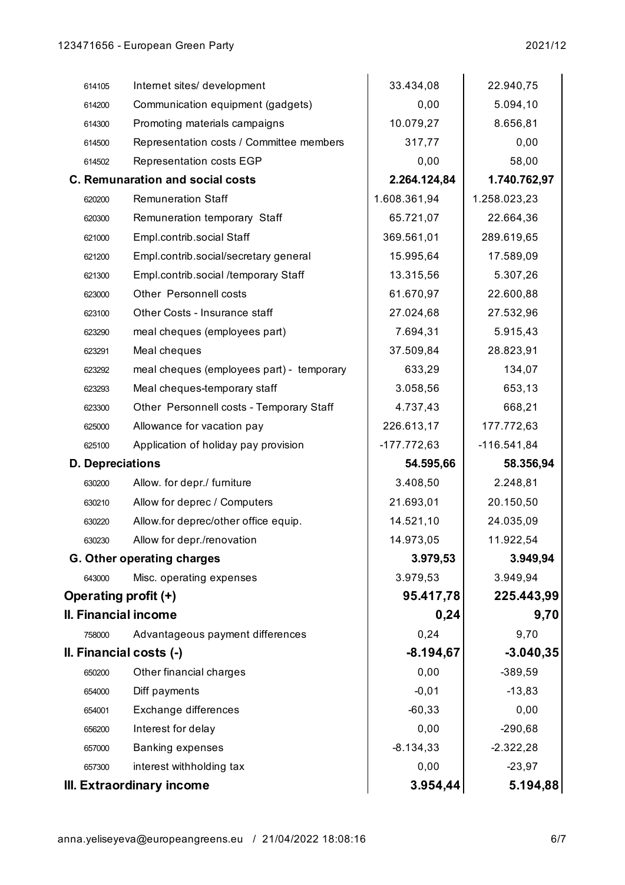| | | | |
|---|---|---|---|
| 614105 | Internet sites/ development | 33.434,08 | 22.940,75 |
| 614200 | Communication equipment (gadgets) | 0,00 | 5.094,10 |
| 614300 | Promoting materials campaigns | 10.079,27 | 8.656,81 |
| 614500 | Representation costs / Committee members | 317,77 | 0,00 |
| 614502 | Representation costs EGP | 0,00 | 58,00 |
| **C. Remunaration and social costs** | | **2.264.124,84** | **1.740.762,97** |
| 620200 | Remuneration Staff | 1.608.361,94 | 1.258.023,23 |
| 620300 | Remuneration temporary Staff | 65.721,07 | 22.664,36 |
| 621000 | Empl.contrib.social Staff | 369.561,01 | 289.619,65 |
| 621200 | Empl.contrib.social/secretary general | 15.995,64 | 17.589,09 |
| 621300 | Empl.contrib.social /temporary Staff | 13.315,56 | 5.307,26 |
| 623000 | Other Personnell costs | 61.670,97 | 22.600,88 |
| 623100 | Other Costs - Insurance staff | 27.024,68 | 27.532,96 |
| 623290 | meal cheques (employees part) | 7.694,31 | 5.915,43 |
| 623291 | Meal cheques | 37.509,84 | 28.823,91 |
| 623292 | meal cheques (employees part) - temporary | 633,29 | 134,07 |
| 623293 | Meal cheques-temporary staff | 3.058,56 | 653,13 |
| 623300 | Other Personnell costs - Temporary Staff | 4.737,43 | 668,21 |
| 625000 | Allowance for vacation pay | 226.613,17 | 177.772,63 |
| 625100 | Application of holiday pay provision | -177.772,63 | -116.541,84 |
| **D. Depreciations** | | **54.595,66** | **58.356,94** |
| 630200 | Allow. for depr./ furniture | 3.408,50 | 2.248,81 |
| 630210 | Allow for deprec / Computers | 21.693,01 | 20.150,50 |
| 630220 | Allow.for deprec/other office equip. | 14.521,10 | 24.035,09 |
| 630230 | Allow for depr./renovation | 14.973,05 | 11.922,54 |
| **G. Other operating charges** | | **3.979,53** | **3.949,94** |
| 643000 | Misc. operating expenses | 3.979,53 | 3.949,94 |
| **Operating profit (+)** | | **95.417,78** | **225.443,99** |
| **II. Financial income** | | **0,24** | **9,70** |
| 758000 | Advantageous payment differences | 0,24 | 9,70 |
| **II. Financial costs (-)** | | **-8.194,67** | **-3.040,35** |
| 650200 | Other financial charges | 0,00 | -389,59 |
| 654000 | Diff payments | -0,01 | -13,83 |
| 654001 | Exchange differences | -60,33 | 0,00 |
| 656200 | Interest for delay | 0,00 | -290,68 |
| 657000 | Banking expenses | -8.134,33 | -2.322,28 |
| 657300 | interest withholding tax | 0,00 | -23,97 |
| **III. Extraordinary income** | | **3.954,44** | **5.194,88** |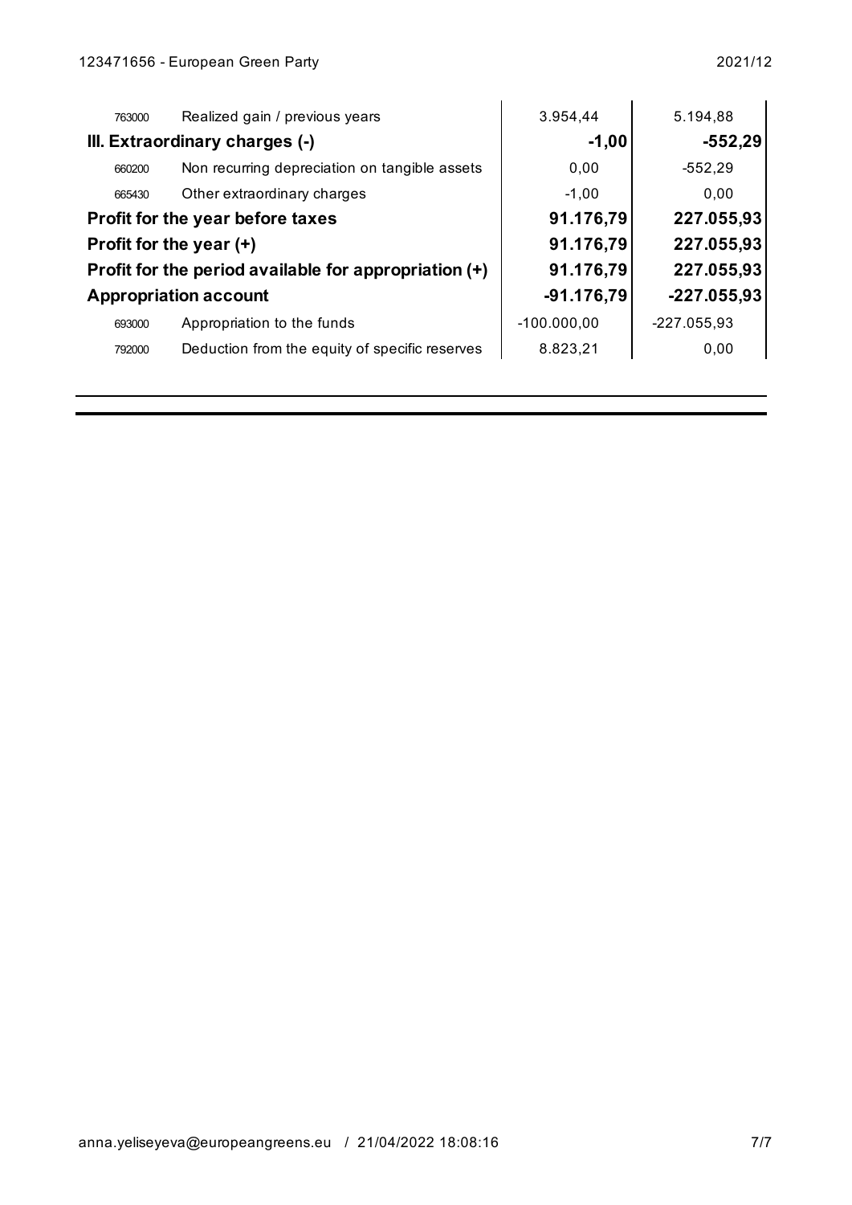| | | | |
|---|---|---|---|
| 763000 | Realized gain / previous years | 3.954,44 | 5.194,88 |
| **III. Extraordinary charges (-)** | | **-1,00** | **-552,29** |
| 660200 | Non recurring depreciation on tangible assets | 0,00 | -552,29 |
| 665430 | Other extraordinary charges | -1,00 | 0,00 |
| **Profit for the year before taxes** | | **91.176,79** | **227.055,93** |
| **Profit for the year (+)** | | **91.176,79** | **227.055,93** |
| **Profit for the period available for appropriation (+)** | | **91.176,79** | **227.055,93** |
| **Appropriation account** | | **-91.176,79** | **-227.055,93** |
| 693000 | Appropriation to the funds | -100.000,00 | -227.055,93 |
| 792000 | Deduction from the equity of specific reserves | 8.823,21 | 0,00 |